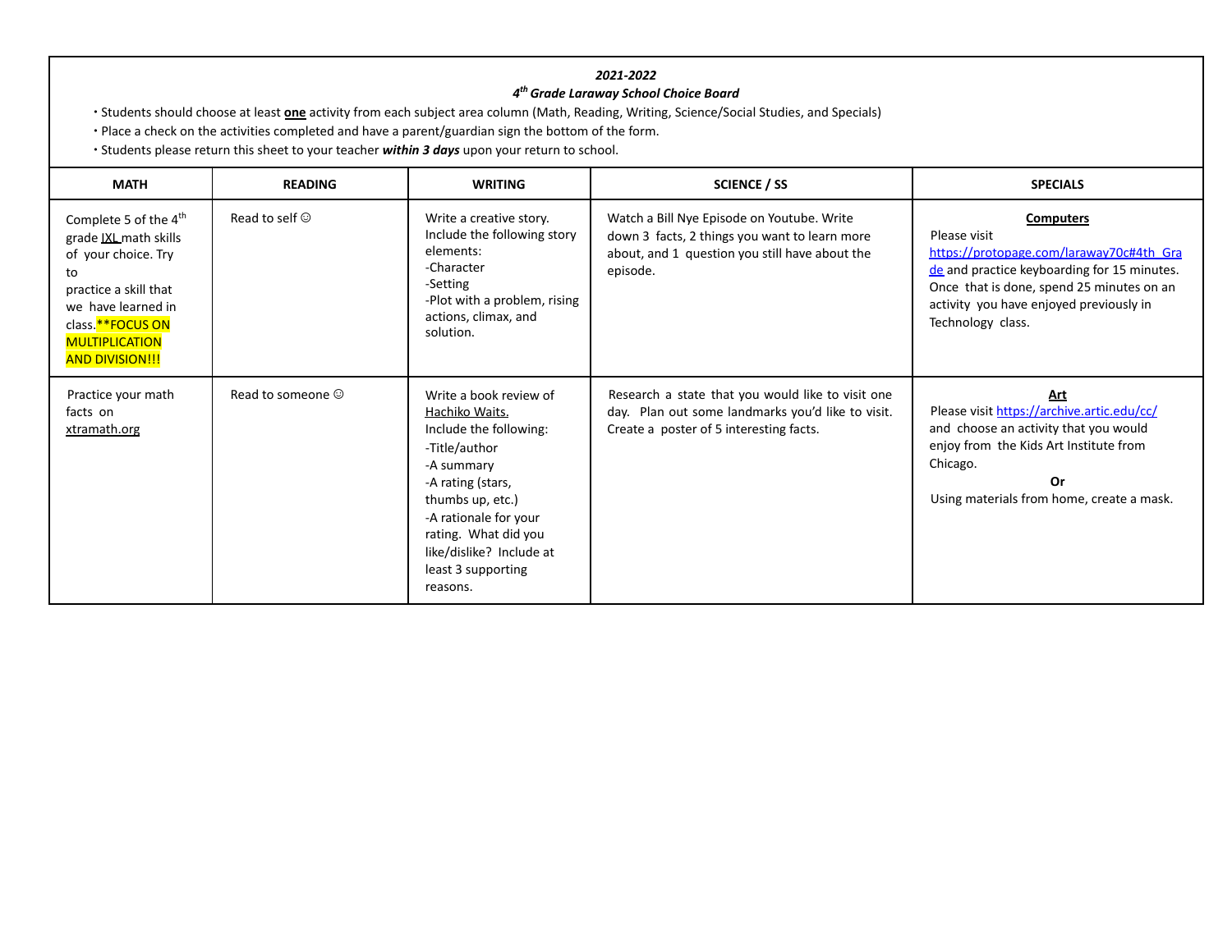***2021-2022***

***4th Grade Laraway School Choice Board***

- Students should choose at least **one** activity from each subject area column (Math, Reading, Writing, Science/Social Studies, and Specials)
- Place a check on the activities completed and have a parent/guardian sign the bottom of the form.
- Students please return this sheet to your teacher ***within 3 days*** upon your return to school.

| MATH | READING | WRITING | SCIENCE / SS | SPECIALS |
|---|---|---|---|---|
| Complete 5 of the 4th grade IXL math skills of your choice. Try to practice a skill that we have learned in class.**FOCUS ON MULTIPLICATION AND DIVISION!!! | Read to self ☺ | Write a creative story. Include the following story elements:<br>-Character<br>-Setting<br>-Plot with a problem, rising actions, climax, and solution. | Watch a Bill Nye Episode on Youtube. Write down 3 facts, 2 things you want to learn more about, and 1 question you still have about the episode. | **Computers**<br>Please visit https://protopage.com/laraway70c#4th_Grade and practice keyboarding for 15 minutes. Once that is done, spend 25 minutes on an activity you have enjoyed previously in Technology class. |
| Practice your math facts on xtramath.org | Read to someone ☺ | Write a book review of Hachiko Waits.<br>Include the following:<br>-Title/author<br>-A summary<br>-A rating (stars, thumbs up, etc.)<br>-A rationale for your rating. What did you like/dislike? Include at least 3 supporting reasons. | Research a state that you would like to visit one day. Plan out some landmarks you'd like to visit. Create a poster of 5 interesting facts. | **Art**<br>Please visit https://archive.artic.edu/cc/ and choose an activity that you would enjoy from the Kids Art Institute from Chicago.<br>**Or**<br>Using materials from home, create a mask. |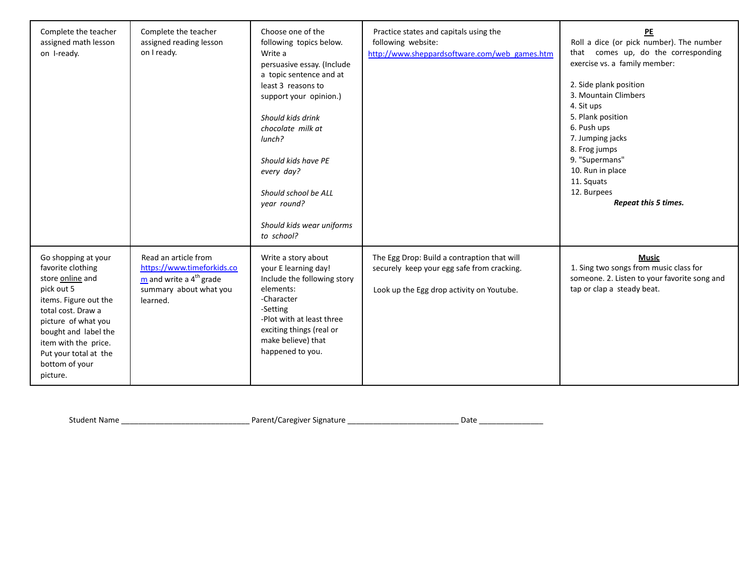| | | | | |
|---|---|---|---|---|
| Complete the teacher assigned math lesson on I-ready. | Complete the teacher assigned reading lesson on I ready. | Choose one of the following topics below. Write a persuasive essay. (Include a topic sentence and at least 3 reasons to support your opinion.)<br><br>*Should kids drink chocolate milk at lunch?*<br><br>*Should kids have PE every day?*<br><br>*Should school be ALL year round?*<br><br>*Should kids wear uniforms to school?* | Practice states and capitals using the following website: [http://www.sheppardsoftware.com/web_games.htm](http://www.sheppardsoftware.com/web_games.htm) | **PE**<br>Roll a dice (or pick number). The number that comes up, do the corresponding exercise vs. a family member:<br><br>2. Side plank position<br>3. Mountain Climbers<br>4. Sit ups<br>5. Plank position<br>6. Push ups<br>7. Jumping jacks<br>8. Frog jumps<br>9. "Supermans"<br>10. Run in place<br>11. Squats<br>12. Burpees<br>***Repeat this 5 times.*** |
| Go shopping at your favorite clothing store online and pick out 5 items. Figure out the total cost. Draw a picture of what you bought and label the item with the price. Put your total at the bottom of your picture. | Read an article from [https://www.timeforkids.com](https://www.timeforkids.com) and write a 4th grade summary about what you learned. | Write a story about your E learning day! Include the following story elements:<br>-Character<br>-Setting<br>-Plot with at least three exciting things (real or make believe) that happened to you. | The Egg Drop: Build a contraption that will securely keep your egg safe from cracking.<br><br>Look up the Egg drop activity on Youtube. | **Music**<br>1. Sing two songs from music class for someone. 2. Listen to your favorite song and tap or clap a steady beat. |

Student Name ______________________________ Parent/Caregiver Signature __________________________ Date _______________